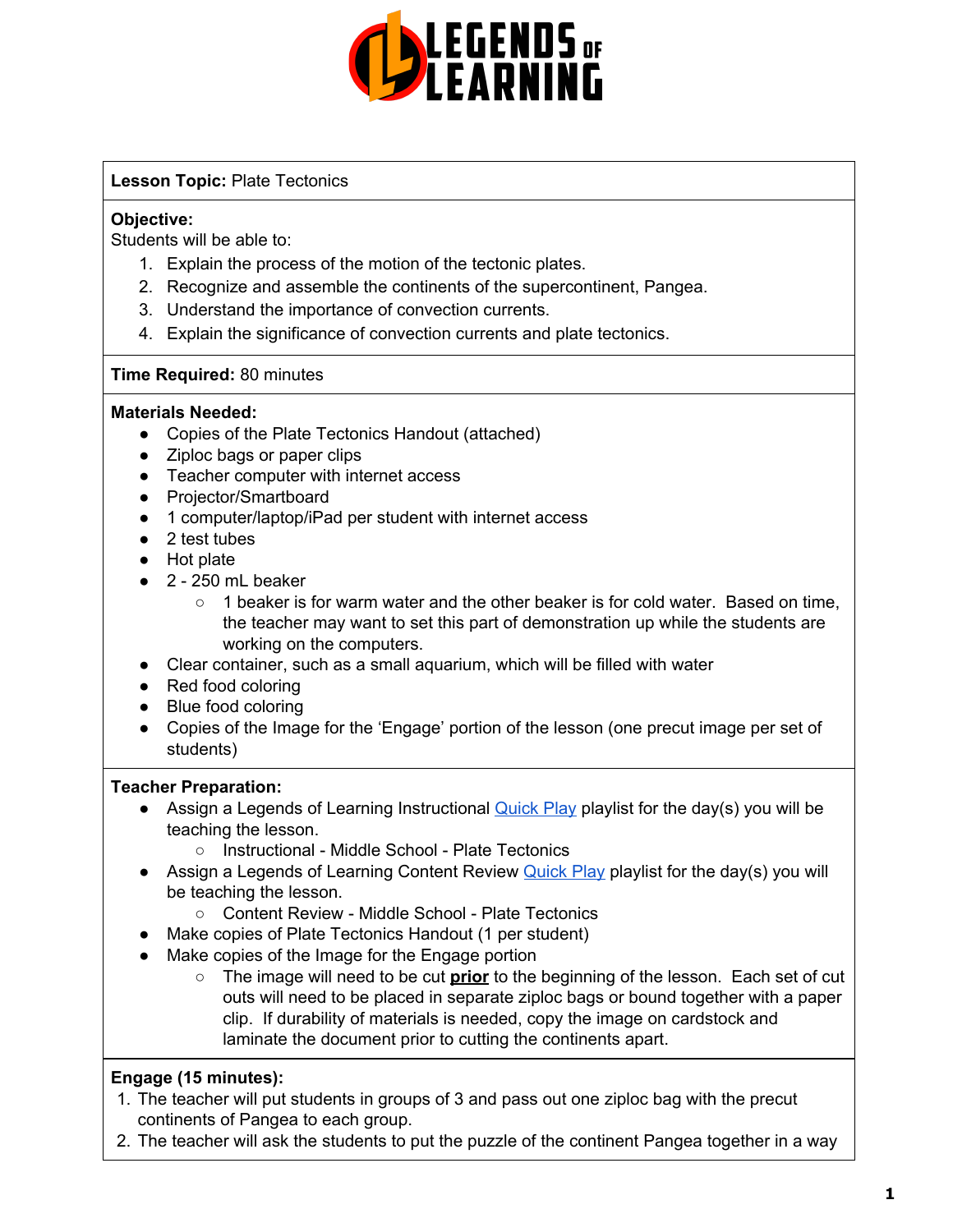**Lesson Topic:** Plate Tectonics

**Objective:**
Students will be able to:

1. Explain the process of the motion of the tectonic plates.
2. Recognize and assemble the continents of the supercontinent, Pangea.
3. Understand the importance of convection currents.
4. Explain the significance of convection currents and plate tectonics.

**Time Required:** 80 minutes

**Materials Needed:**

- Copies of the Plate Tectonics Handout (attached)
- Ziploc bags or paper clips
- Teacher computer with internet access
- Projector/Smartboard
- 1 computer/laptop/iPad per student with internet access
- 2 test tubes
- Hot plate
- 2 - 250 mL beaker
    - 1 beaker is for warm water and the other beaker is for cold water. Based on time, the teacher may want to set this part of demonstration up while the students are working on the computers.
- Clear container, such as a small aquarium, which will be filled with water
- Red food coloring
- Blue food coloring
- Copies of the Image for the 'Engage' portion of the lesson (one precut image per set of students)

**Teacher Preparation:**

- Assign a Legends of Learning Instructional Quick Play playlist for the day(s) you will be teaching the lesson.
    - Instructional - Middle School - Plate Tectonics
- Assign a Legends of Learning Content Review Quick Play playlist for the day(s) you will be teaching the lesson.
    - Content Review - Middle School - Plate Tectonics
- Make copies of Plate Tectonics Handout (1 per student)
- Make copies of the Image for the Engage portion
    - The image will need to be cut **prior** to the beginning of the lesson. Each set of cut outs will need to be placed in separate ziploc bags or bound together with a paper clip. If durability of materials is needed, copy the image on cardstock and laminate the document prior to cutting the continents apart.

**Engage (15 minutes):**

1. The teacher will put students in groups of 3 and pass out one ziploc bag with the precut continents of Pangea to each group.
2. The teacher will ask the students to put the puzzle of the continent Pangea together in a way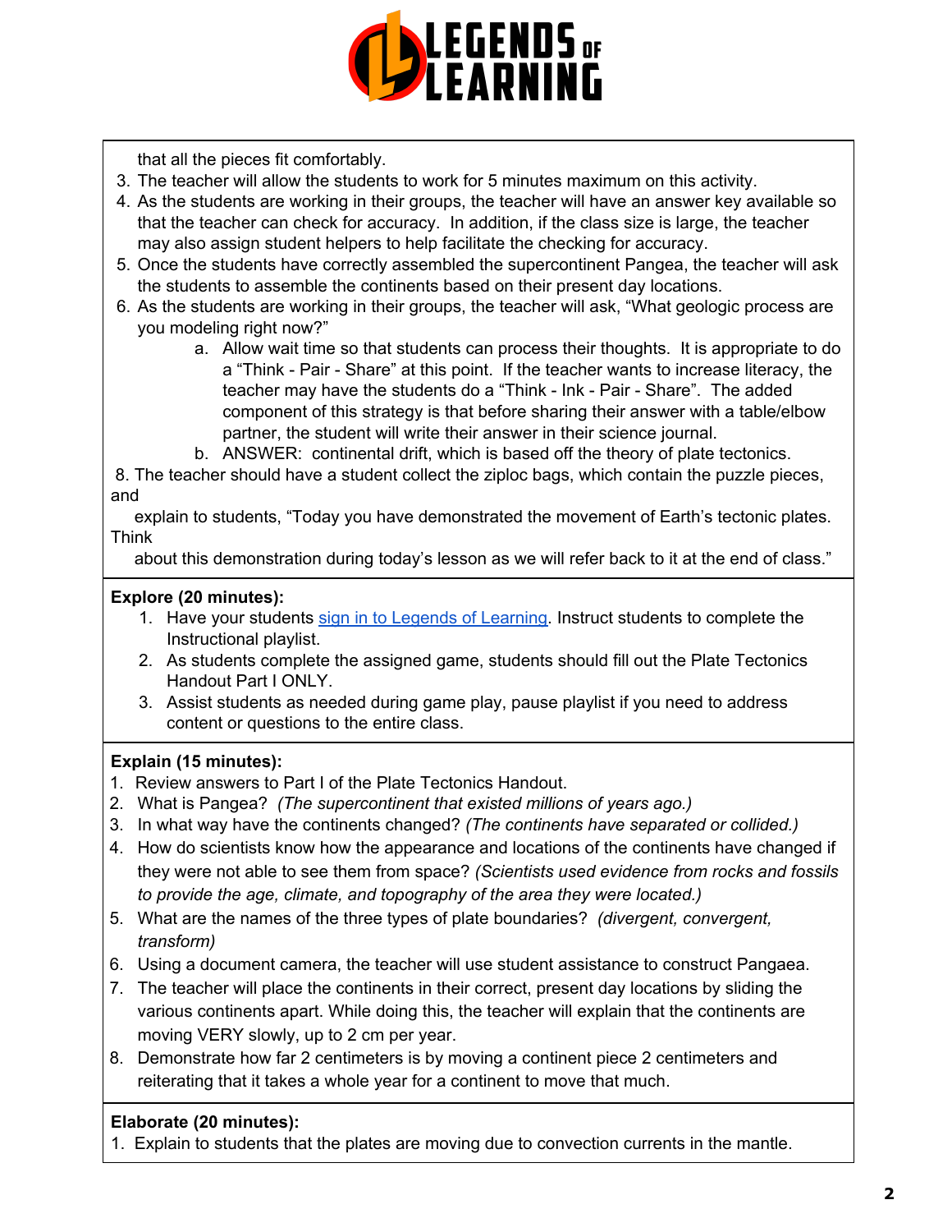that all the pieces fit comfortably.

3. The teacher will allow the students to work for 5 minutes maximum on this activity.
4. As the students are working in their groups, the teacher will have an answer key available so that the teacher can check for accuracy. In addition, if the class size is large, the teacher may also assign student helpers to help facilitate the checking for accuracy.
5. Once the students have correctly assembled the supercontinent Pangea, the teacher will ask the students to assemble the continents based on their present day locations.
6. As the students are working in their groups, the teacher will ask, "What geologic process are you modeling right now?"
    a. Allow wait time so that students can process their thoughts. It is appropriate to do a "Think - Pair - Share" at this point. If the teacher wants to increase literacy, the teacher may have the students do a "Think - Ink - Pair - Share". The added component of this strategy is that before sharing their answer with a table/elbow partner, the student will write their answer in their science journal.
    b. ANSWER: continental drift, which is based off the theory of plate tectonics.

8. The teacher should have a student collect the ziploc bags, which contain the puzzle pieces, and explain to students, "Today you have demonstrated the movement of Earth's tectonic plates. Think about this demonstration during today's lesson as we will refer back to it at the end of class."

**Explore (20 minutes):**

1. Have your students [sign in to Legends of Learning](). Instruct students to complete the Instructional playlist.
2. As students complete the assigned game, students should fill out the Plate Tectonics Handout Part I ONLY.
3. Assist students as needed during game play, pause playlist if you need to address content or questions to the entire class.

**Explain (15 minutes):**

1. Review answers to Part I of the Plate Tectonics Handout.
2. What is Pangea? *(The supercontinent that existed millions of years ago.)*
3. In what way have the continents changed? *(The continents have separated or collided.)*
4. How do scientists know how the appearance and locations of the continents have changed if they were not able to see them from space? *(Scientists used evidence from rocks and fossils to provide the age, climate, and topography of the area they were located.)*
5. What are the names of the three types of plate boundaries? *(divergent, convergent, transform)*
6. Using a document camera, the teacher will use student assistance to construct Pangaea.
7. The teacher will place the continents in their correct, present day locations by sliding the various continents apart. While doing this, the teacher will explain that the continents are moving VERY slowly, up to 2 cm per year.
8. Demonstrate how far 2 centimeters is by moving a continent piece 2 centimeters and reiterating that it takes a whole year for a continent to move that much.

**Elaborate (20 minutes):**

1. Explain to students that the plates are moving due to convection currents in the mantle.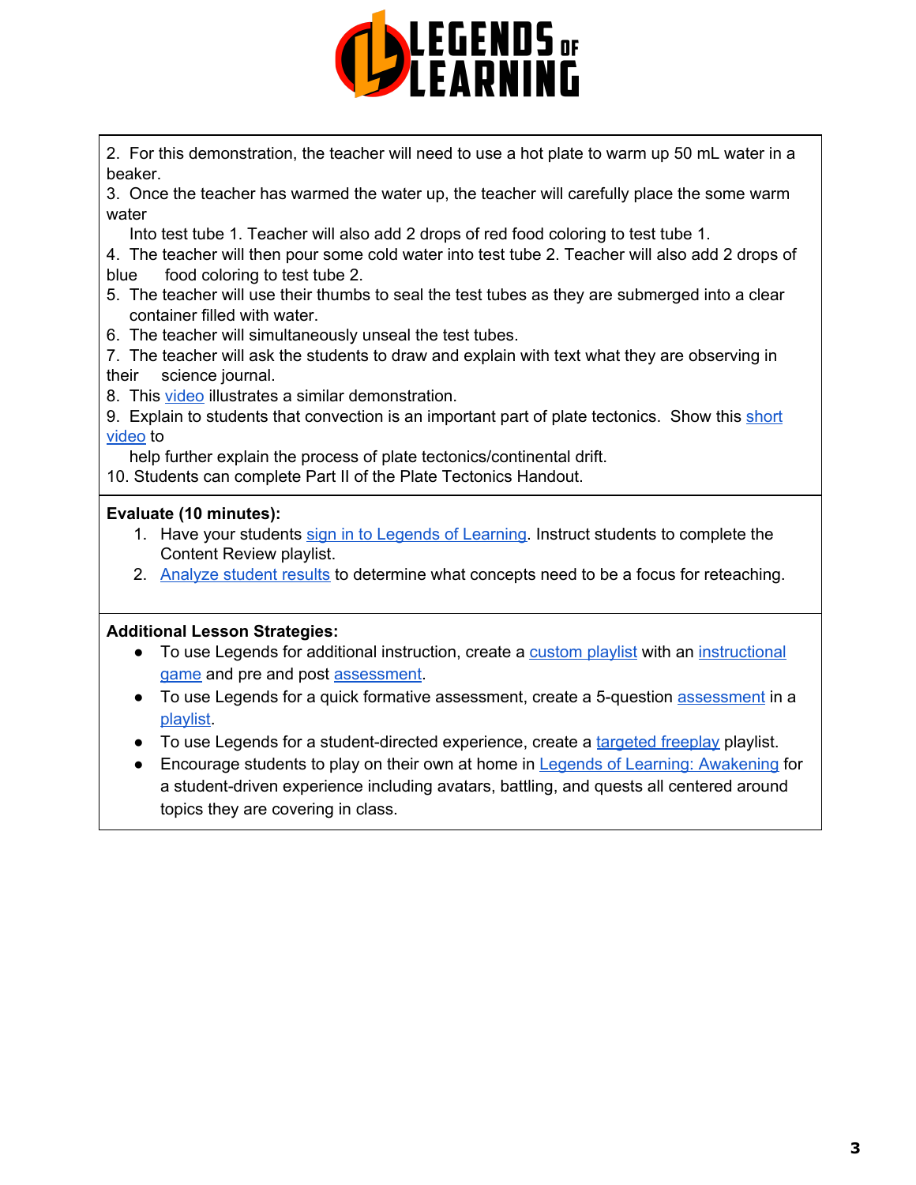2. For this demonstration, the teacher will need to use a hot plate to warm up 50 mL water in a beaker.
3. Once the teacher has warmed the water up, the teacher will carefully place the some warm water Into test tube 1. Teacher will also add 2 drops of red food coloring to test tube 1.
4. The teacher will then pour some cold water into test tube 2. Teacher will also add 2 drops of blue food coloring to test tube 2.
5. The teacher will use their thumbs to seal the test tubes as they are submerged into a clear container filled with water.
6. The teacher will simultaneously unseal the test tubes.
7. The teacher will ask the students to draw and explain with text what they are observing in their science journal.
8. This video illustrates a similar demonstration.
9. Explain to students that convection is an important part of plate tectonics. Show this short video to help further explain the process of plate tectonics/continental drift.
10. Students can complete Part II of the Plate Tectonics Handout.

**Evaluate (10 minutes):**

1. Have your students sign in to Legends of Learning. Instruct students to complete the Content Review playlist.
2. Analyze student results to determine what concepts need to be a focus for reteaching.

**Additional Lesson Strategies:**

- To use Legends for additional instruction, create a custom playlist with an instructional game and pre and post assessment.
- To use Legends for a quick formative assessment, create a 5-question assessment in a playlist.
- To use Legends for a student-directed experience, create a targeted freeplay playlist.
- Encourage students to play on their own at home in Legends of Learning: Awakening for a student-driven experience including avatars, battling, and quests all centered around topics they are covering in class.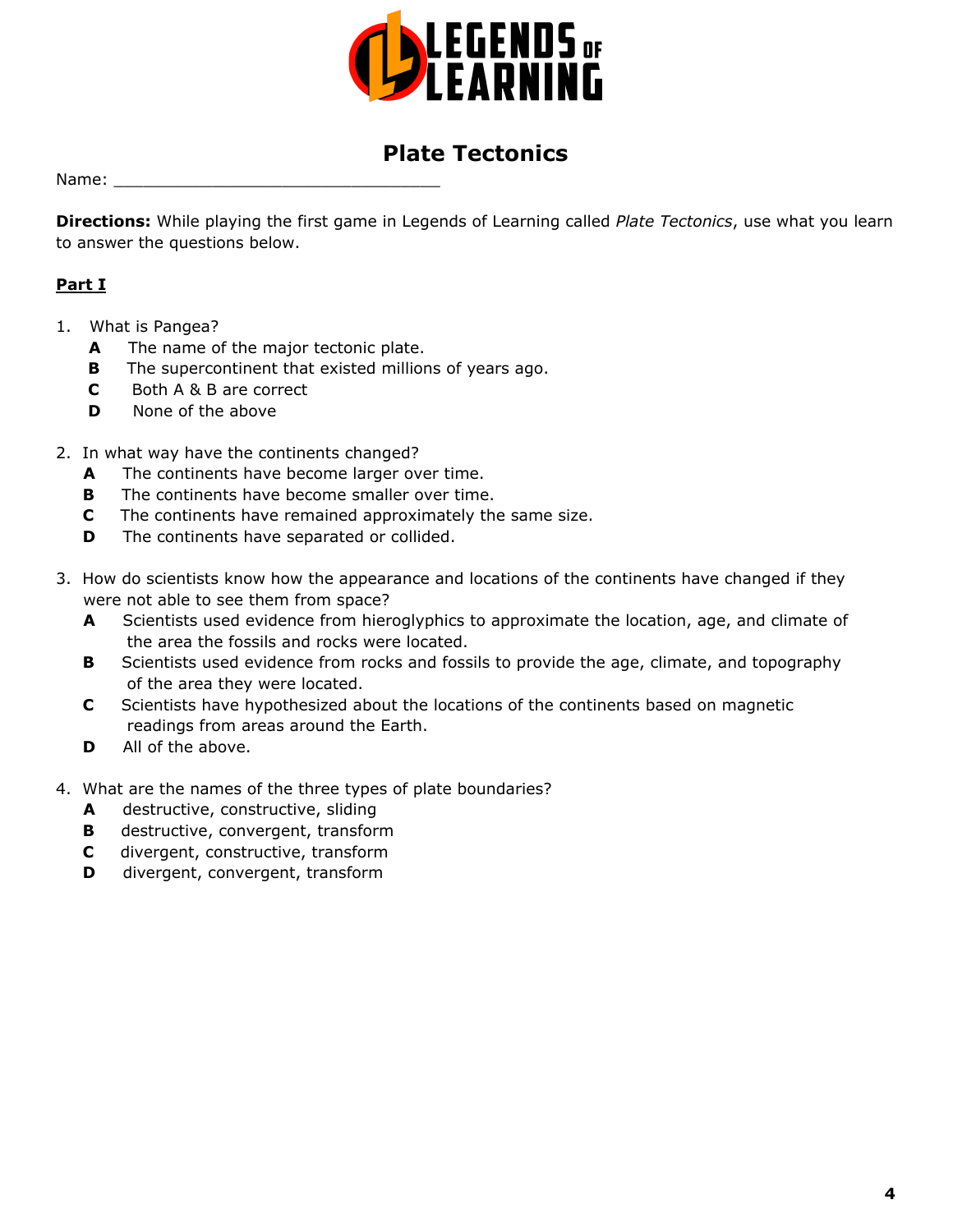# Plate Tectonics

Name: ___________________________________

**Directions:** While playing the first game in Legends of Learning called *Plate Tectonics*, use what you learn to answer the questions below.

## Part I

1. What is Pangea?
   - **A** The name of the major tectonic plate.
   - **B** The supercontinent that existed millions of years ago.
   - **C** Both A & B are correct
   - **D** None of the above

2. In what way have the continents changed?
   - **A** The continents have become larger over time.
   - **B** The continents have become smaller over time.
   - **C** The continents have remained approximately the same size.
   - **D** The continents have separated or collided.

3. How do scientists know how the appearance and locations of the continents have changed if they were not able to see them from space?
   - **A** Scientists used evidence from hieroglyphics to approximate the location, age, and climate of the area the fossils and rocks were located.
   - **B** Scientists used evidence from rocks and fossils to provide the age, climate, and topography of the area they were located.
   - **C** Scientists have hypothesized about the locations of the continents based on magnetic readings from areas around the Earth.
   - **D** All of the above.

4. What are the names of the three types of plate boundaries?
   - **A** destructive, constructive, sliding
   - **B** destructive, convergent, transform
   - **C** divergent, constructive, transform
   - **D** divergent, convergent, transform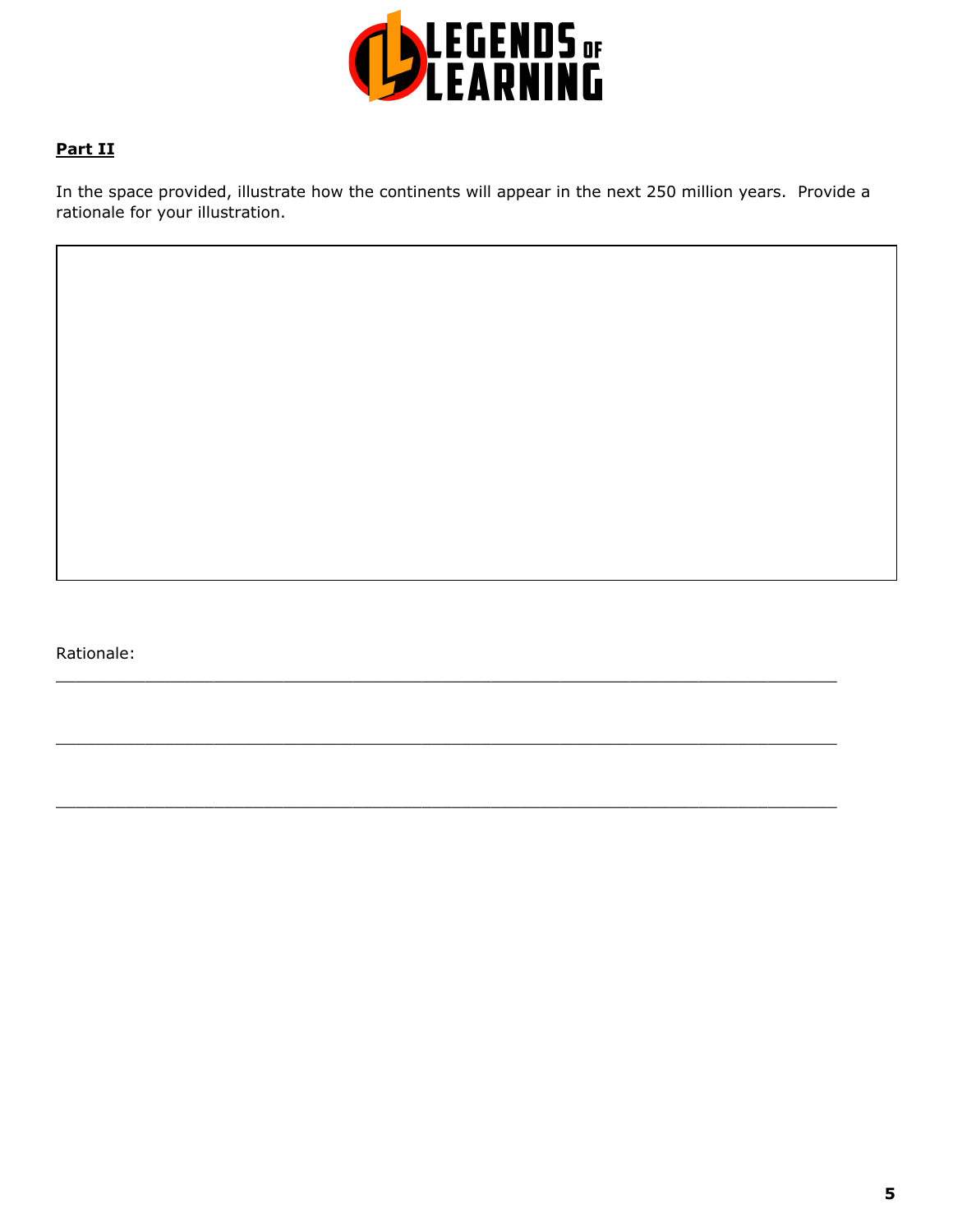**Part II**

In the space provided, illustrate how the continents will appear in the next 250 million years. Provide a rationale for your illustration.

Rationale:
______________________________________________________________________________

______________________________________________________________________________

______________________________________________________________________________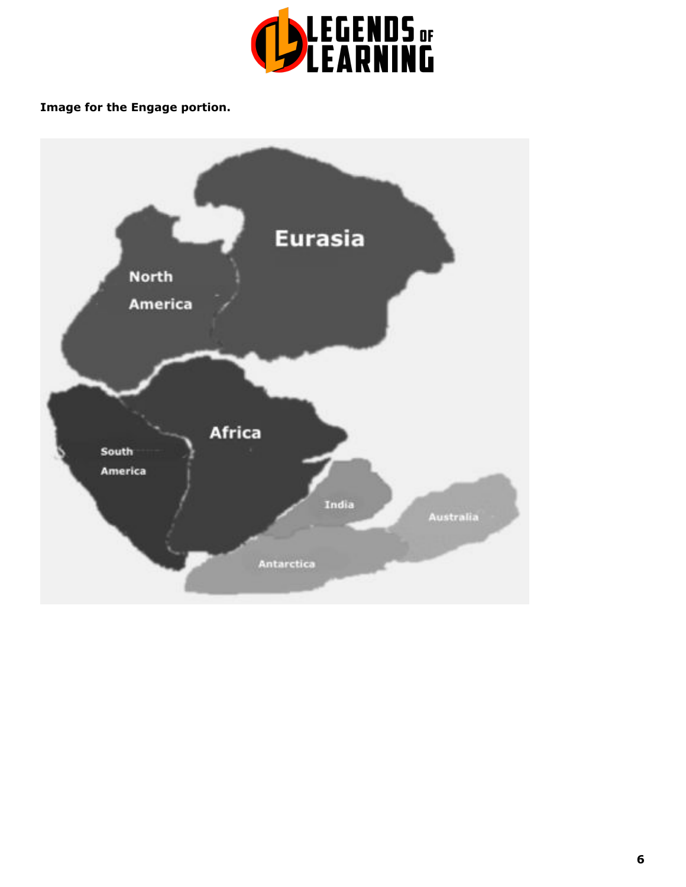**Image for the Engage portion.**

Eurasia

North America

Africa

South America

India

Australia

Antarctica